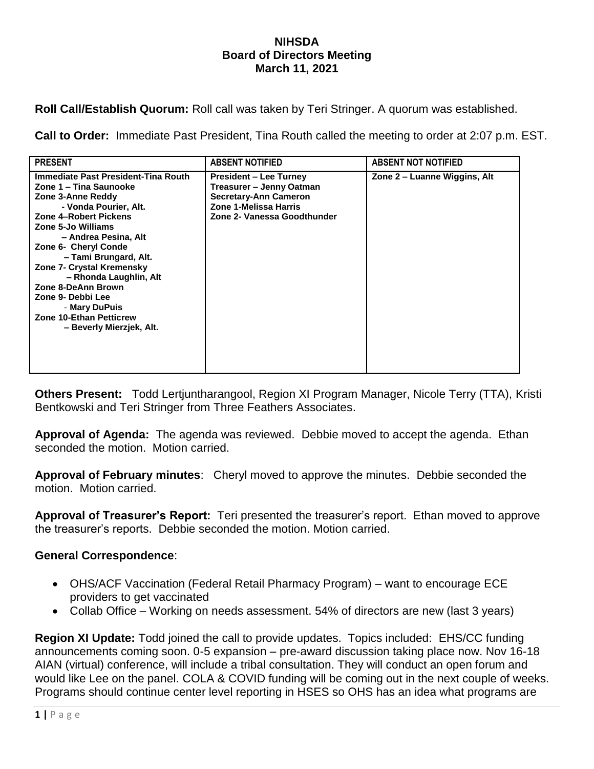**NIHSDA**
**Board of Directors Meeting**
**March 11, 2021**

**Roll Call/Establish Quorum:** Roll call was taken by Teri Stringer. A quorum was established.

**Call to Order:** Immediate Past President, Tina Routh called the meeting to order at 2:07 p.m. EST.

| PRESENT | ABSENT NOTIFIED | ABSENT NOT NOTIFIED |
|---|---|---|
| **Immediate Past President-Tina Routh**<br>**Zone 1 – Tina Saunooke**<br>**Zone 3-Anne Reddy**<br>**- Vonda Pourier, Alt.**<br>**Zone 4–Robert Pickens**<br>**Zone 5-Jo Williams**<br>**– Andrea Pesina, Alt**<br>**Zone 6- Cheryl Conde**<br>**– Tami Brungard, Alt.**<br>**Zone 7- Crystal Kremensky**<br>**– Rhonda Laughlin, Alt**<br>**Zone 8-DeAnn Brown**<br>**Zone 9- Debbi Lee**<br>**- Mary DuPuis**<br>**Zone 10-Ethan Petticrew**<br>**– Beverly Mierzjek, Alt.** | **President – Lee Turney**<br>**Treasurer – Jenny Oatman**<br>**Secretary-Ann Cameron**<br>**Zone 1-Melissa Harris**<br>**Zone 2- Vanessa Goodthunder** | **Zone 2 – Luanne Wiggins, Alt** |

**Others Present:** Todd Lertjuntharangool, Region XI Program Manager, Nicole Terry (TTA), Kristi Bentkowski and Teri Stringer from Three Feathers Associates.

**Approval of Agenda:** The agenda was reviewed. Debbie moved to accept the agenda. Ethan seconded the motion. Motion carried.

**Approval of February minutes**: Cheryl moved to approve the minutes. Debbie seconded the motion. Motion carried.

**Approval of Treasurer's Report:** Teri presented the treasurer's report. Ethan moved to approve the treasurer's reports. Debbie seconded the motion. Motion carried.

**General Correspondence**:

- OHS/ACF Vaccination (Federal Retail Pharmacy Program) – want to encourage ECE providers to get vaccinated
- Collab Office – Working on needs assessment. 54% of directors are new (last 3 years)

**Region XI Update:** Todd joined the call to provide updates. Topics included: EHS/CC funding announcements coming soon. 0-5 expansion – pre-award discussion taking place now. Nov 16-18 AIAN (virtual) conference, will include a tribal consultation. They will conduct an open forum and would like Lee on the panel. COLA & COVID funding will be coming out in the next couple of weeks. Programs should continue center level reporting in HSES so OHS has an idea what programs are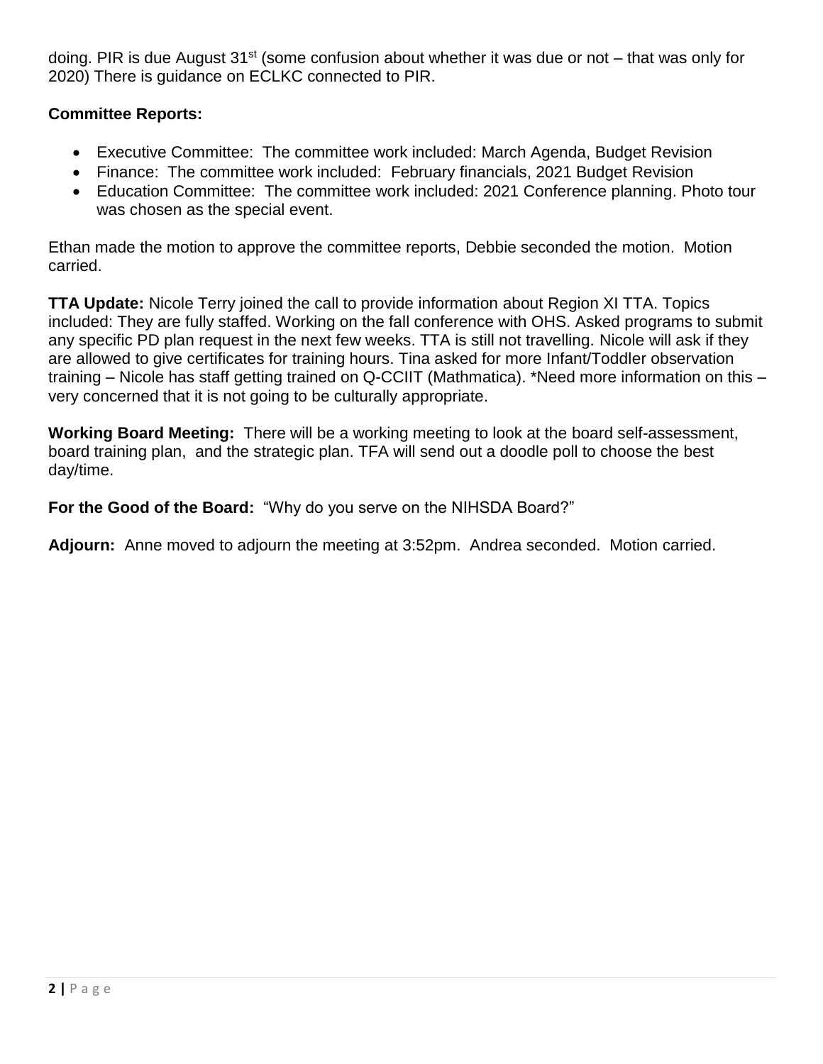doing. PIR is due August 31st (some confusion about whether it was due or not – that was only for 2020) There is guidance on ECLKC connected to PIR.

**Committee Reports:**

- Executive Committee: The committee work included: March Agenda, Budget Revision
- Finance: The committee work included: February financials, 2021 Budget Revision
- Education Committee: The committee work included: 2021 Conference planning. Photo tour was chosen as the special event.

Ethan made the motion to approve the committee reports, Debbie seconded the motion. Motion carried.

**TTA Update:** Nicole Terry joined the call to provide information about Region XI TTA. Topics included: They are fully staffed. Working on the fall conference with OHS. Asked programs to submit any specific PD plan request in the next few weeks. TTA is still not travelling. Nicole will ask if they are allowed to give certificates for training hours. Tina asked for more Infant/Toddler observation training – Nicole has staff getting trained on Q-CCIIT (Mathmatica). *Need more information on this – very concerned that it is not going to be culturally appropriate.

**Working Board Meeting:** There will be a working meeting to look at the board self-assessment, board training plan, and the strategic plan. TFA will send out a doodle poll to choose the best day/time.

**For the Good of the Board:** "Why do you serve on the NIHSDA Board?"

**Adjourn:** Anne moved to adjourn the meeting at 3:52pm. Andrea seconded. Motion carried.